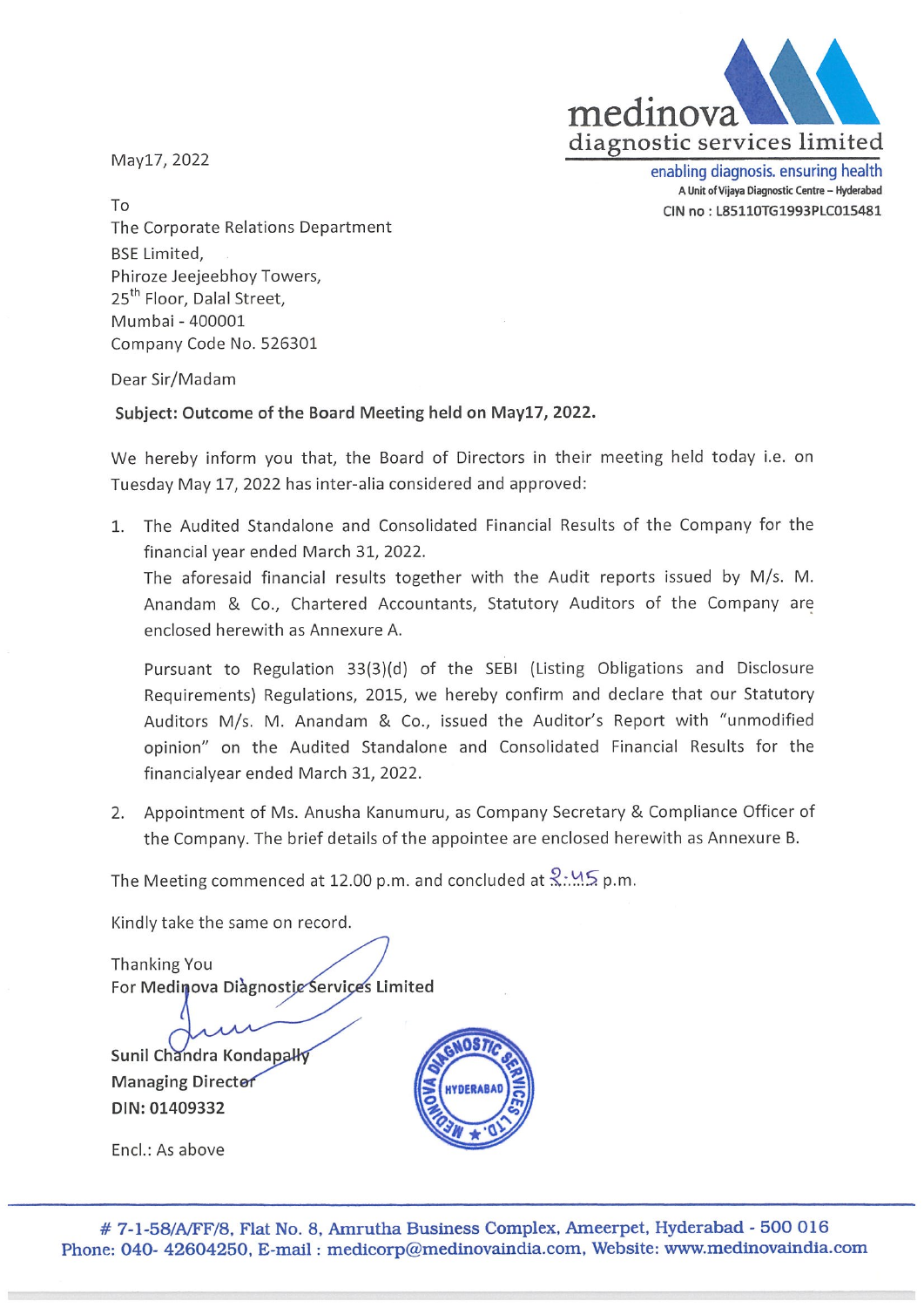medinova
diagnostic services limited
enabling diagnosis. ensuring health
A Unit of Vijaya Diagnostic Centre – Hyderabad
CIN no : L85110TG1993PLC015481

May17, 2022

To
The Corporate Relations Department
BSE Limited,
Phiroze Jeejeebhoy Towers,
25th Floor, Dalal Street,
Mumbai - 400001
Company Code No. 526301

Dear Sir/Madam

**Subject: Outcome of the Board Meeting held on May17, 2022.**

We hereby inform you that, the Board of Directors in their meeting held today i.e. on Tuesday May 17, 2022 has inter-alia considered and approved:

1. The Audited Standalone and Consolidated Financial Results of the Company for the financial year ended March 31, 2022.
   The aforesaid financial results together with the Audit reports issued by M/s. M. Anandam & Co., Chartered Accountants, Statutory Auditors of the Company are enclosed herewith as Annexure A.

   Pursuant to Regulation 33(3)(d) of the SEBI (Listing Obligations and Disclosure Requirements) Regulations, 2015, we hereby confirm and declare that our Statutory Auditors M/s. M. Anandam & Co., issued the Auditor's Report with "unmodified opinion" on the Audited Standalone and Consolidated Financial Results for the financialyear ended March 31, 2022.

2. Appointment of Ms. Anusha Kanumuru, as Company Secretary & Compliance Officer of the Company. The brief details of the appointee are enclosed herewith as Annexure B.

The Meeting commenced at 12.00 p.m. and concluded at 2:45 p.m.

Kindly take the same on record.

Thanking You
For Medinova Diagnostic Services Limited

Sunil Chandra Kondapally
Managing Directer
DIN: 01409332

Encl.: As above

# 7-1-58/A/FF/8, Flat No. 8, Amrutha Business Complex, Ameerpet, Hyderabad - 500 016
Phone: 040- 42604250, E-mail : medicorp@medinovaindia.com, Website: www.medinovaindia.com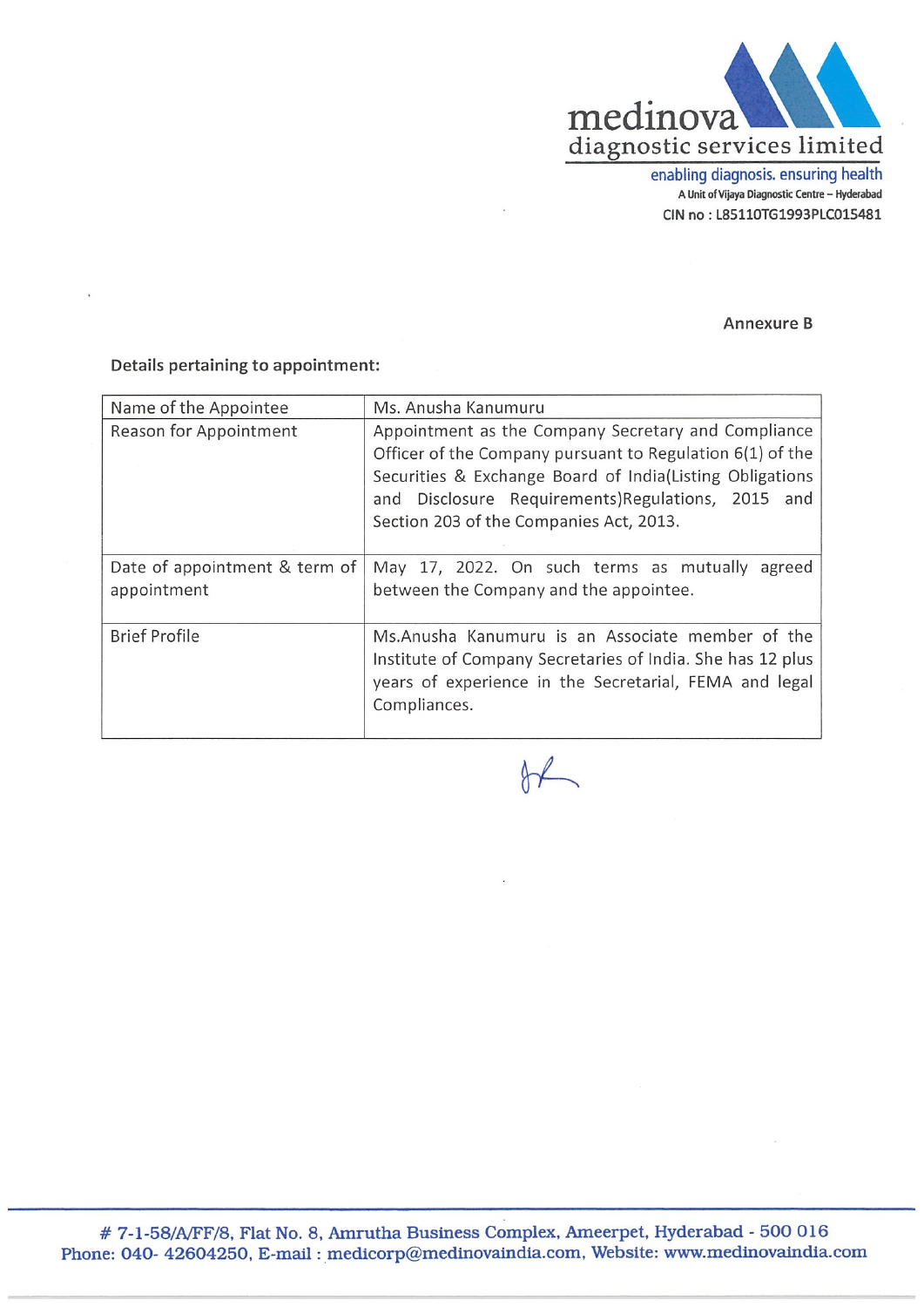medinova
diagnostic services limited
enabling diagnosis. ensuring health
A Unit of Vijaya Diagnostic Centre – Hyderabad
CIN no : L85110TG1993PLC015481

Annexure B

**Details pertaining to appointment:**

| | |
|---|---|
| Name of the Appointe | Ms. Anusha Kanumuru |
| Reason for Appointment | Appointment as the Company Secretary and Compliance Officer of the Company pursuant to Regulation 6(1) of the Securities & Exchange Board of India(Listing Obligations and Disclosure Requirements)Regulations, 2015 and Section 203 of the Companies Act, 2013. |
| Date of appointment & term of appointment | May 17, 2022. On such terms as mutually agreed between the Company and the appointee. |
| Brief Profile | Ms.Anusha Kanumuru is an Associate member of the Institute of Company Secretaries of India. She has 12 plus years of experience in the Secretarial, FEMA and legal Compliances. |

# 7-1-58/A/FF/8, Flat No. 8, Amrutha Business Complex, Ameerpet, Hyderabad - 500 016
Phone: 040- 42604250, E-mail : medicorp@medinovaindia.com, Website: www.medinovaindia.com